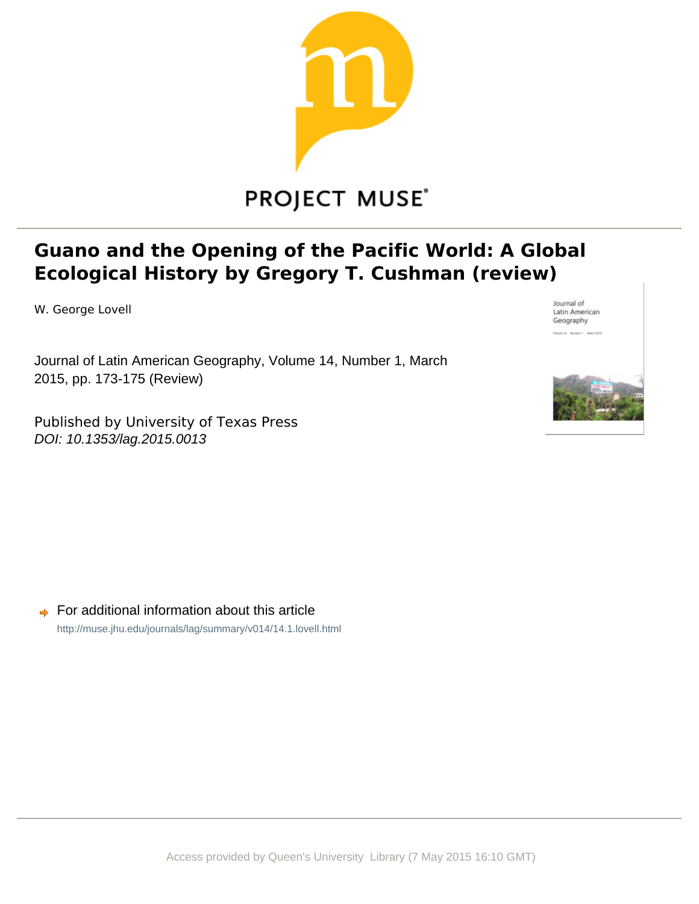# Guano and the Opening of the Pacific World: A Global Ecological History by Gregory T. Cushman (review)

W. George Lovell

Journal of Latin American Geography, Volume 14, Number 1, March 2015, pp. 173-175 (Review)

Published by University of Texas Press
*DOI: 10.1353/lag.2015.0013*

For additional information about this article
http://muse.jhu.edu/journals/lag/summary/v014/14.1.lovell.html

Access provided by Queen's University Library (7 May 2015 16:10 GMT)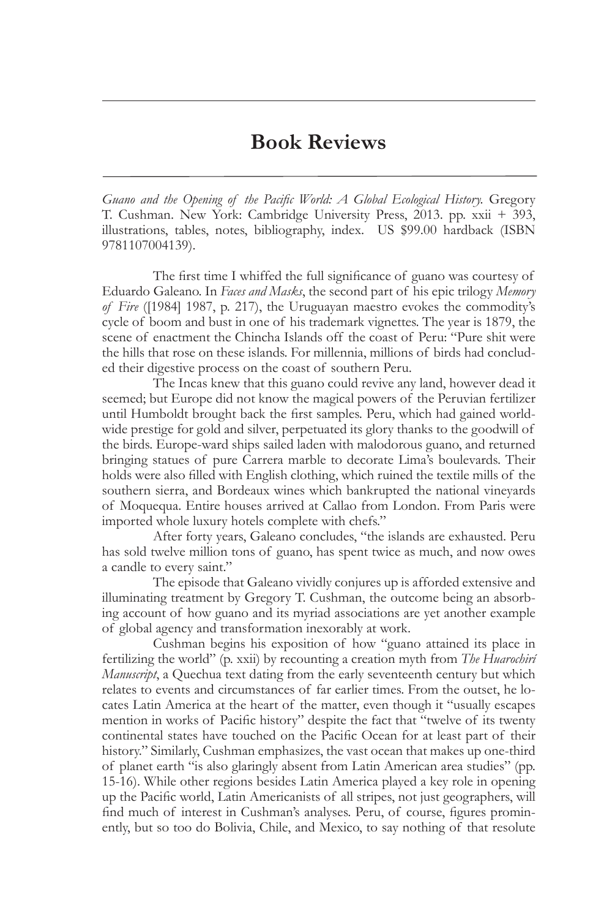# Book Reviews

*Guano and the Opening of the Pacific World: A Global Ecological History.* Gregory T. Cushman. New York: Cambridge University Press, 2013. pp. xxii + 393, illustrations, tables, notes, bibliography, index. US $99.00 hardback (ISBN 9781107004139).

The first time I whiffed the full significance of guano was courtesy of Eduardo Galeano. In *Faces and Masks*, the second part of his epic trilogy *Memory of Fire* ([1984] 1987, p. 217), the Uruguayan maestro evokes the commodity's cycle of boom and bust in one of his trademark vignettes. The year is 1879, the scene of enactment the Chincha Islands off the coast of Peru: "Pure shit were the hills that rose on these islands. For millennia, millions of birds had concluded their digestive process on the coast of southern Peru.

The Incas knew that this guano could revive any land, however dead it seemed; but Europe did not know the magical powers of the Peruvian fertilizer until Humboldt brought back the first samples. Peru, which had gained worldwide prestige for gold and silver, perpetuated its glory thanks to the goodwill of the birds. Europe-ward ships sailed laden with malodorous guano, and returned bringing statues of pure Carrera marble to decorate Lima's boulevards. Their holds were also filled with English clothing, which ruined the textile mills of the southern sierra, and Bordeaux wines which bankrupted the national vineyards of Moquequa. Entire houses arrived at Callao from London. From Paris were imported whole luxury hotels complete with chefs."

After forty years, Galeano concludes, "the islands are exhausted. Peru has sold twelve million tons of guano, has spent twice as much, and now owes a candle to every saint."

The episode that Galeano vividly conjures up is afforded extensive and illuminating treatment by Gregory T. Cushman, the outcome being an absorbing account of how guano and its myriad associations are yet another example of global agency and transformation inexorably at work.

Cushman begins his exposition of how "guano attained its place in fertilizing the world" (p. xxii) by recounting a creation myth from *The Huarochirí Manuscript*, a Quechua text dating from the early seventeenth century but which relates to events and circumstances of far earlier times. From the outset, he locates Latin America at the heart of the matter, even though it "usually escapes mention in works of Pacific history" despite the fact that "twelve of its twenty continental states have touched on the Pacific Ocean for at least part of their history." Similarly, Cushman emphasizes, the vast ocean that makes up one-third of planet earth "is also glaringly absent from Latin American area studies" (pp. 15-16). While other regions besides Latin America played a key role in opening up the Pacific world, Latin Americanists of all stripes, not just geographers, will find much of interest in Cushman's analyses. Peru, of course, figures prominently, but so too do Bolivia, Chile, and Mexico, to say nothing of that resolute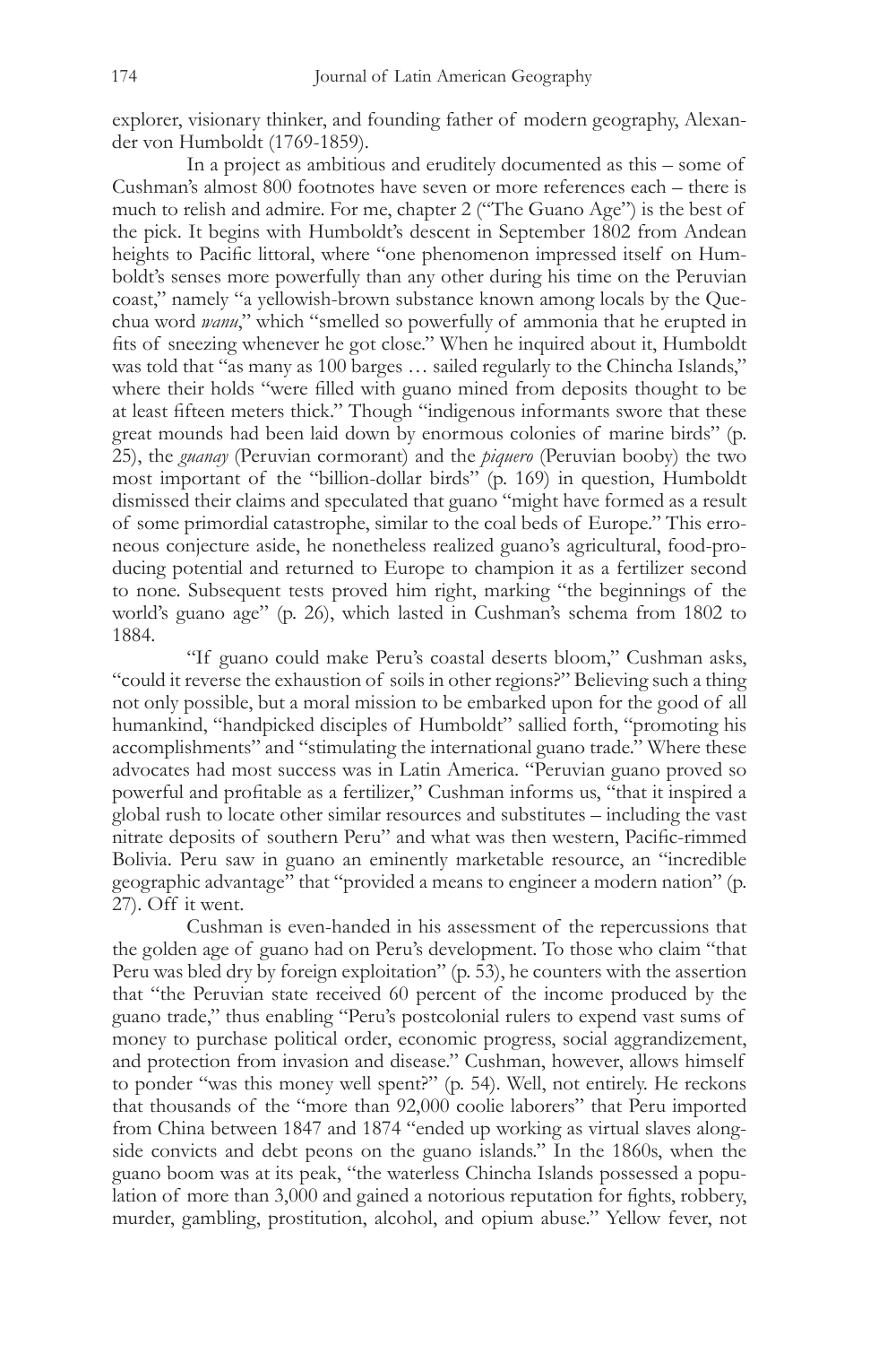explorer, visionary thinker, and founding father of modern geography, Alexander von Humboldt (1769-1859).

In a project as ambitious and eruditely documented as this – some of Cushman's almost 800 footnotes have seven or more references each – there is much to relish and admire. For me, chapter 2 ("The Guano Age") is the best of the pick. It begins with Humboldt's descent in September 1802 from Andean heights to Pacific littoral, where "one phenomenon impressed itself on Humboldt's senses more powerfully than any other during his time on the Peruvian coast," namely "a yellowish-brown substance known among locals by the Quechua word *wanu*," which "smelled so powerfully of ammonia that he erupted in fits of sneezing whenever he got close." When he inquired about it, Humboldt was told that "as many as 100 barges … sailed regularly to the Chincha Islands," where their holds "were filled with guano mined from deposits thought to be at least fifteen meters thick." Though "indigenous informants swore that these great mounds had been laid down by enormous colonies of marine birds" (p. 25), the *guanay* (Peruvian cormorant) and the *piquero* (Peruvian booby) the two most important of the "billion-dollar birds" (p. 169) in question, Humboldt dismissed their claims and speculated that guano "might have formed as a result of some primordial catastrophe, similar to the coal beds of Europe." This erroneous conjecture aside, he nonetheless realized guano's agricultural, food-producing potential and returned to Europe to champion it as a fertilizer second to none. Subsequent tests proved him right, marking "the beginnings of the world's guano age" (p. 26), which lasted in Cushman's schema from 1802 to 1884.

"If guano could make Peru's coastal deserts bloom," Cushman asks, "could it reverse the exhaustion of soils in other regions?" Believing such a thing not only possible, but a moral mission to be embarked upon for the good of all humankind, "handpicked disciples of Humboldt" sallied forth, "promoting his accomplishments" and "stimulating the international guano trade." Where these advocates had most success was in Latin America. "Peruvian guano proved so powerful and profitable as a fertilizer," Cushman informs us, "that it inspired a global rush to locate other similar resources and substitutes – including the vast nitrate deposits of southern Peru" and what was then western, Pacific-rimmed Bolivia. Peru saw in guano an eminently marketable resource, an "incredible geographic advantage" that "provided a means to engineer a modern nation" (p. 27). Off it went.

Cushman is even-handed in his assessment of the repercussions that the golden age of guano had on Peru's development. To those who claim "that Peru was bled dry by foreign exploitation" (p. 53), he counters with the assertion that "the Peruvian state received 60 percent of the income produced by the guano trade," thus enabling "Peru's postcolonial rulers to expend vast sums of money to purchase political order, economic progress, social aggrandizement, and protection from invasion and disease." Cushman, however, allows himself to ponder "was this money well spent?" (p. 54). Well, not entirely. He reckons that thousands of the "more than 92,000 coolie laborers" that Peru imported from China between 1847 and 1874 "ended up working as virtual slaves alongside convicts and debt peons on the guano islands." In the 1860s, when the guano boom was at its peak, "the waterless Chincha Islands possessed a population of more than 3,000 and gained a notorious reputation for fights, robbery, murder, gambling, prostitution, alcohol, and opium abuse." Yellow fever, not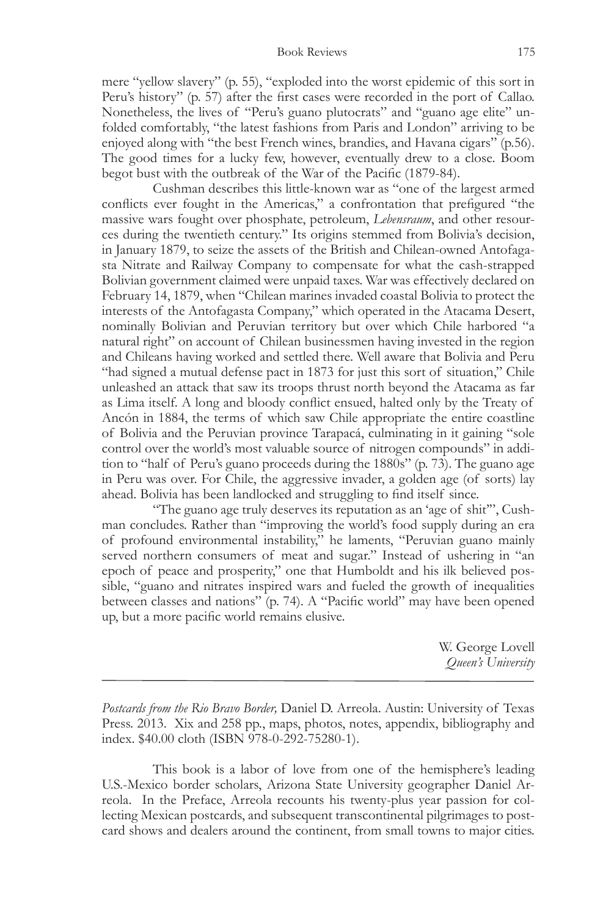mere "yellow slavery" (p. 55), "exploded into the worst epidemic of this sort in Peru's history" (p. 57) after the first cases were recorded in the port of Callao. Nonetheless, the lives of "Peru's guano plutocrats" and "guano age elite" unfolded comfortably, "the latest fashions from Paris and London" arriving to be enjoyed along with "the best French wines, brandies, and Havana cigars" (p.56). The good times for a lucky few, however, eventually drew to a close. Boom begot bust with the outbreak of the War of the Pacific (1879-84).

Cushman describes this little-known war as "one of the largest armed conflicts ever fought in the Americas," a confrontation that prefigured "the massive wars fought over phosphate, petroleum, *Lebensraum*, and other resources during the twentieth century." Its origins stemmed from Bolivia's decision, in January 1879, to seize the assets of the British and Chilean-owned Antofagasta Nitrate and Railway Company to compensate for what the cash-strapped Bolivian government claimed were unpaid taxes. War was effectively declared on February 14, 1879, when "Chilean marines invaded coastal Bolivia to protect the interests of the Antofagasta Company," which operated in the Atacama Desert, nominally Bolivian and Peruvian territory but over which Chile harbored "a natural right" on account of Chilean businessmen having invested in the region and Chileans having worked and settled there. Well aware that Bolivia and Peru "had signed a mutual defense pact in 1873 for just this sort of situation," Chile unleashed an attack that saw its troops thrust north beyond the Atacama as far as Lima itself. A long and bloody conflict ensued, halted only by the Treaty of Ancón in 1884, the terms of which saw Chile appropriate the entire coastline of Bolivia and the Peruvian province Tarapacá, culminating in it gaining "sole control over the world's most valuable source of nitrogen compounds" in addition to "half of Peru's guano proceeds during the 1880s" (p. 73). The guano age in Peru was over. For Chile, the aggressive invader, a golden age (of sorts) lay ahead. Bolivia has been landlocked and struggling to find itself since.

"The guano age truly deserves its reputation as an 'age of shit'", Cushman concludes. Rather than "improving the world's food supply during an era of profound environmental instability," he laments, "Peruvian guano mainly served northern consumers of meat and sugar." Instead of ushering in "an epoch of peace and prosperity," one that Humboldt and his ilk believed possible, "guano and nitrates inspired wars and fueled the growth of inequalities between classes and nations" (p. 74). A "Pacific world" may have been opened up, but a more pacific world remains elusive.

W. George Lovell
*Queen's University*

---

*Postcards from the Río Bravo Border,* Daniel D. Arreola. Austin: University of Texas Press. 2013. Xix and 258 pp., maps, photos, notes, appendix, bibliography and index. $40.00 cloth (ISBN 978-0-292-75280-1).

This book is a labor of love from one of the hemisphere's leading U.S.-Mexico border scholars, Arizona State University geographer Daniel Arreola. In the Preface, Arreola recounts his twenty-plus year passion for collecting Mexican postcards, and subsequent transcontinental pilgrimages to postcard shows and dealers around the continent, from small towns to major cities.